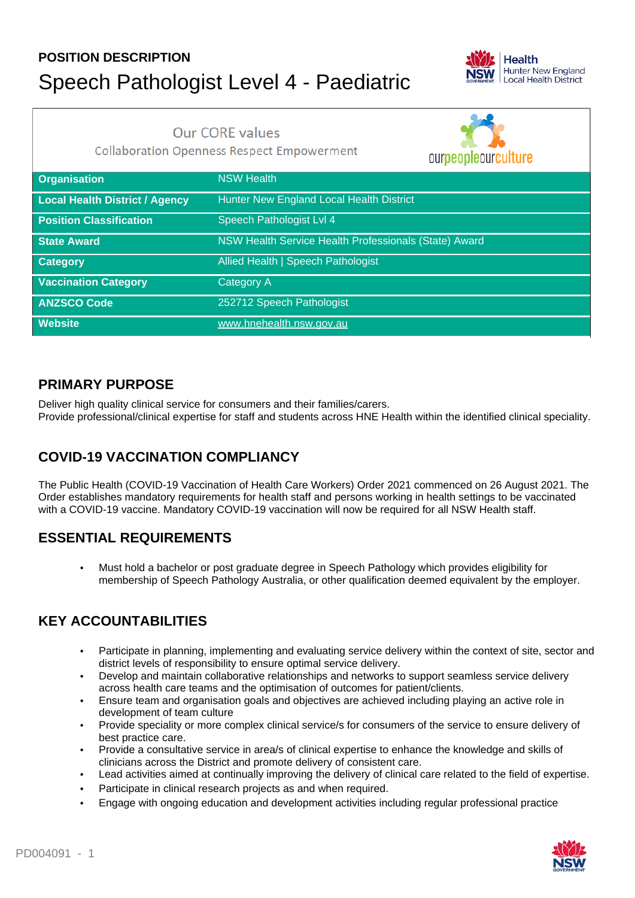**POSITION DESCRIPTION**

# Speech Pathologist Level 4 - Paediatric

Our CORE values

Collaboration Openness Respect Empowerment

| | |
|---|---|
| **Organisation** | NSW Health |
| **Local Health District / Agency** | Hunter New England Local Health District |
| **Position Classification** | Speech Pathologist Lvl 4 |
| **State Award** | NSW Health Service Health Professionals (State) Award |
| **Category** | Allied Health \| Speech Pathologist |
| **Vaccination Category** | Category A |
| **ANZSCO Code** | 252712 Speech Pathologist |
| **Website** | www.hnehealth.nsw.gov.au |

## PRIMARY PURPOSE

Deliver high quality clinical service for consumers and their families/carers.
Provide professional/clinical expertise for staff and students across HNE Health within the identified clinical speciality.

## COVID-19 VACCINATION COMPLIANCY

The Public Health (COVID-19 Vaccination of Health Care Workers) Order 2021 commenced on 26 August 2021. The Order establishes mandatory requirements for health staff and persons working in health settings to be vaccinated with a COVID-19 vaccine. Mandatory COVID-19 vaccination will now be required for all NSW Health staff.

## ESSENTIAL REQUIREMENTS

- Must hold a bachelor or post graduate degree in Speech Pathology which provides eligibility for membership of Speech Pathology Australia, or other qualification deemed equivalent by the employer.

## KEY ACCOUNTABILITIES

- Participate in planning, implementing and evaluating service delivery within the context of site, sector and district levels of responsibility to ensure optimal service delivery.
- Develop and maintain collaborative relationships and networks to support seamless service delivery across health care teams and the optimisation of outcomes for patient/clients.
- Ensure team and organisation goals and objectives are achieved including playing an active role in development of team culture
- Provide speciality or more complex clinical service/s for consumers of the service to ensure delivery of best practice care.
- Provide a consultative service in area/s of clinical expertise to enhance the knowledge and skills of clinicians across the District and promote delivery of consistent care.
- Lead activities aimed at continually improving the delivery of clinical care related to the field of expertise.
- Participate in clinical research projects as and when required.
- Engage with ongoing education and development activities including regular professional practice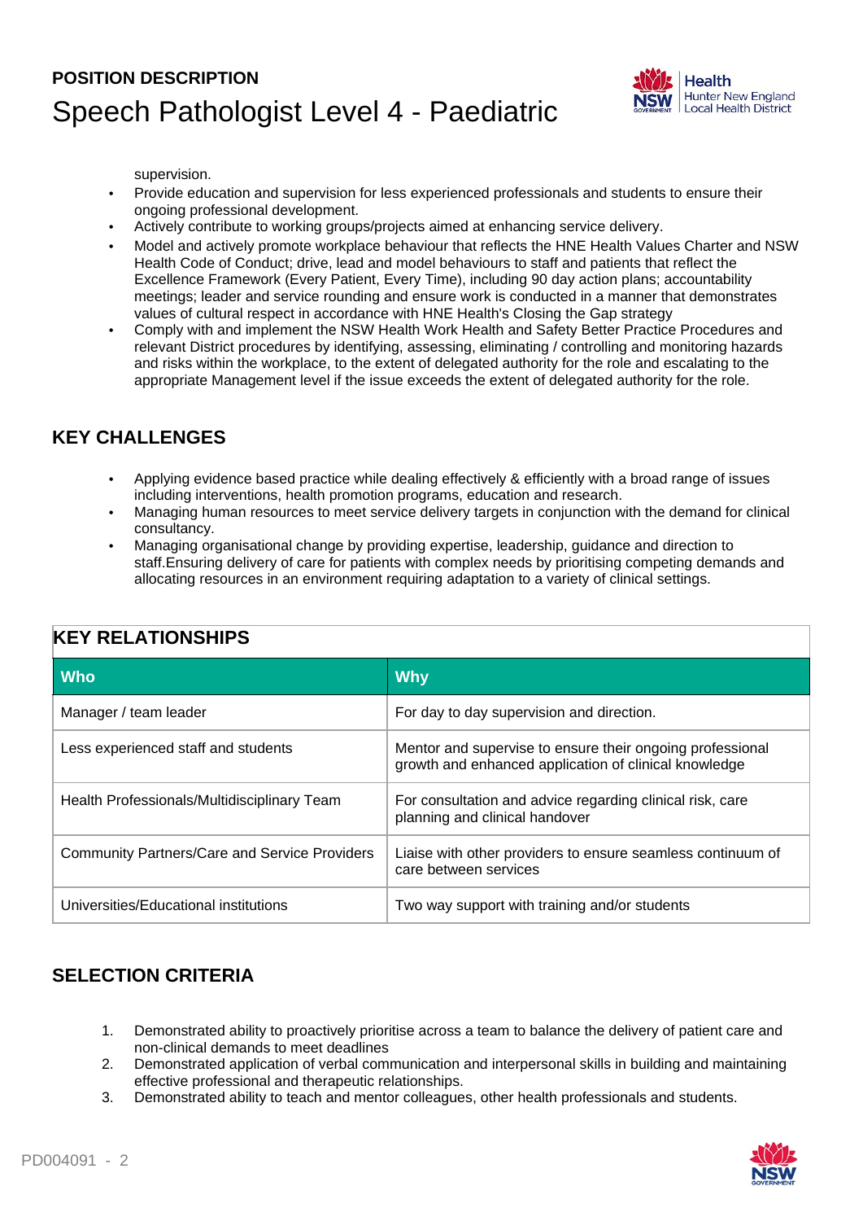supervision.

- Provide education and supervision for less experienced professionals and students to ensure their ongoing professional development.
- Actively contribute to working groups/projects aimed at enhancing service delivery.
- Model and actively promote workplace behaviour that reflects the HNE Health Values Charter and NSW Health Code of Conduct; drive, lead and model behaviours to staff and patients that reflect the Excellence Framework (Every Patient, Every Time), including 90 day action plans; accountability meetings; leader and service rounding and ensure work is conducted in a manner that demonstrates values of cultural respect in accordance with HNE Health's Closing the Gap strategy
- Comply with and implement the NSW Health Work Health and Safety Better Practice Procedures and relevant District procedures by identifying, assessing, eliminating / controlling and monitoring hazards and risks within the workplace, to the extent of delegated authority for the role and escalating to the appropriate Management level if the issue exceeds the extent of delegated authority for the role.

## KEY CHALLENGES

- Applying evidence based practice while dealing effectively & efficiently with a broad range of issues including interventions, health promotion programs, education and research.
- Managing human resources to meet service delivery targets in conjunction with the demand for clinical consultancy.
- Managing organisational change by providing expertise, leadership, guidance and direction to staff.Ensuring delivery of care for patients with complex needs by prioritising competing demands and allocating resources in an environment requiring adaptation to a variety of clinical settings.

## KEY RELATIONSHIPS

| Who | Why |
|---|---|
| Manager / team leader | For day to day supervision and direction. |
| Less experienced staff and students | Mentor and supervise to ensure their ongoing professional growth and enhanced application of clinical knowledge |
| Health Professionals/Multidisciplinary Team | For consultation and advice regarding clinical risk, care planning and clinical handover |
| Community Partners/Care and Service Providers | Liaise with other providers to ensure seamless continuum of care between services |
| Universities/Educational institutions | Two way support with training and/or students |

## SELECTION CRITERIA

1. Demonstrated ability to proactively prioritise across a team to balance the delivery of patient care and non-clinical demands to meet deadlines
2. Demonstrated application of verbal communication and interpersonal skills in building and maintaining effective professional and therapeutic relationships.
3. Demonstrated ability to teach and mentor colleagues, other health professionals and students.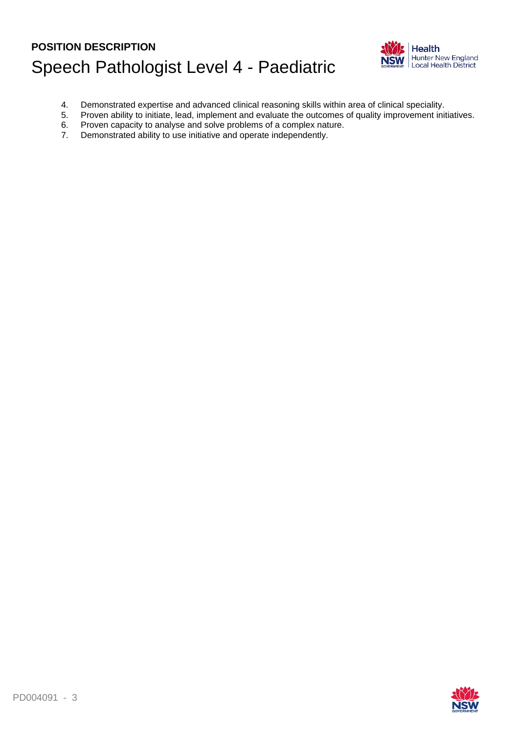4. Demonstrated expertise and advanced clinical reasoning skills within area of clinical speciality.
5. Proven ability to initiate, lead, implement and evaluate the outcomes of quality improvement initiatives.
6. Proven capacity to analyse and solve problems of a complex nature.
7. Demonstrated ability to use initiative and operate independently.